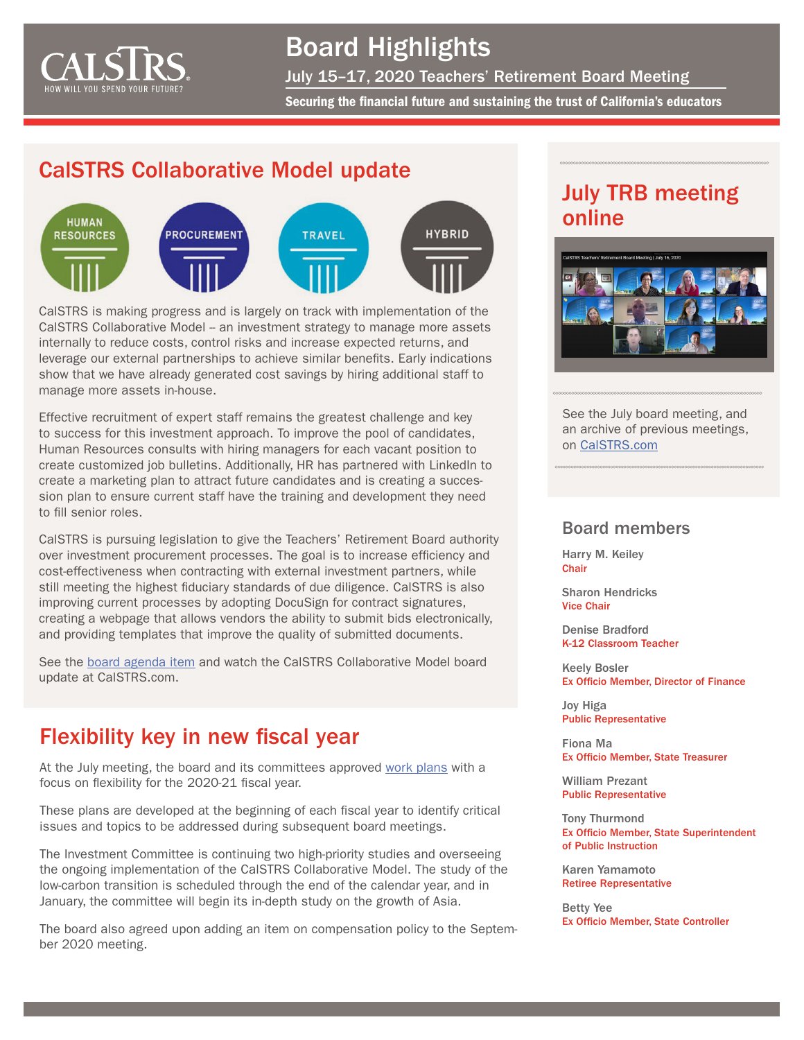# Board Highlights

## July 15–17, 2020 Teachers' Retirement Board Meeting

**Securing the financial future and sustaining the trust of California's educators**

## CalSTRS Collaborative Model update

HUMAN RESOURCES | PROCUREMENT | TRAVEL | HYBRID

CalSTRS is making progress and is largely on track with implementation of the CalSTRS Collaborative Model – an investment strategy to manage more assets internally to reduce costs, control risks and increase expected returns, and leverage our external partnerships to achieve similar benefits. Early indications show that we have already generated cost savings by hiring additional staff to manage more assets in-house.

Effective recruitment of expert staff remains the greatest challenge and key to success for this investment approach. To improve the pool of candidates, Human Resources consults with hiring managers for each vacant position to create customized job bulletins. Additionally, HR has partnered with LinkedIn to create a marketing plan to attract future candidates and is creating a succession plan to ensure current staff have the training and development they need to fill senior roles.

CalSTRS is pursuing legislation to give the Teachers' Retirement Board authority over investment procurement processes. The goal is to increase efficiency and cost-effectiveness when contracting with external investment partners, while still meeting the highest fiduciary standards of due diligence. CalSTRS is also improving current processes by adopting DocuSign for contract signatures, creating a webpage that allows vendors the ability to submit bids electronically, and providing templates that improve the quality of submitted documents.

See the board agenda item and watch the CalSTRS Collaborative Model board update at CalSTRS.com.

## Flexibility key in new fiscal year

At the July meeting, the board and its committees approved work plans with a focus on flexibility for the 2020-21 fiscal year.

These plans are developed at the beginning of each fiscal year to identify critical issues and topics to be addressed during subsequent board meetings.

The Investment Committee is continuing two high-priority studies and overseeing the ongoing implementation of the CalSTRS Collaborative Model. The study of the low-carbon transition is scheduled through the end of the calendar year, and in January, the committee will begin its in-depth study on the growth of Asia.

The board also agreed upon adding an item on compensation policy to the September 2020 meeting.

## July TRB meeting online

See the July board meeting, and an archive of previous meetings, on CalSTRS.com

### Board members

Harry M. Keiley
Chair

Sharon Hendricks
Vice Chair

Denise Bradford
K-12 Classroom Teacher

Keely Bosler
Ex Officio Member, Director of Finance

Joy Higa
Public Representative

Fiona Ma
Ex Officio Member, State Treasurer

William Prezant
Public Representative

Tony Thurmond
Ex Officio Member, State Superintendent of Public Instruction

Karen Yamamoto
Retiree Representative

Betty Yee
Ex Officio Member, State Controller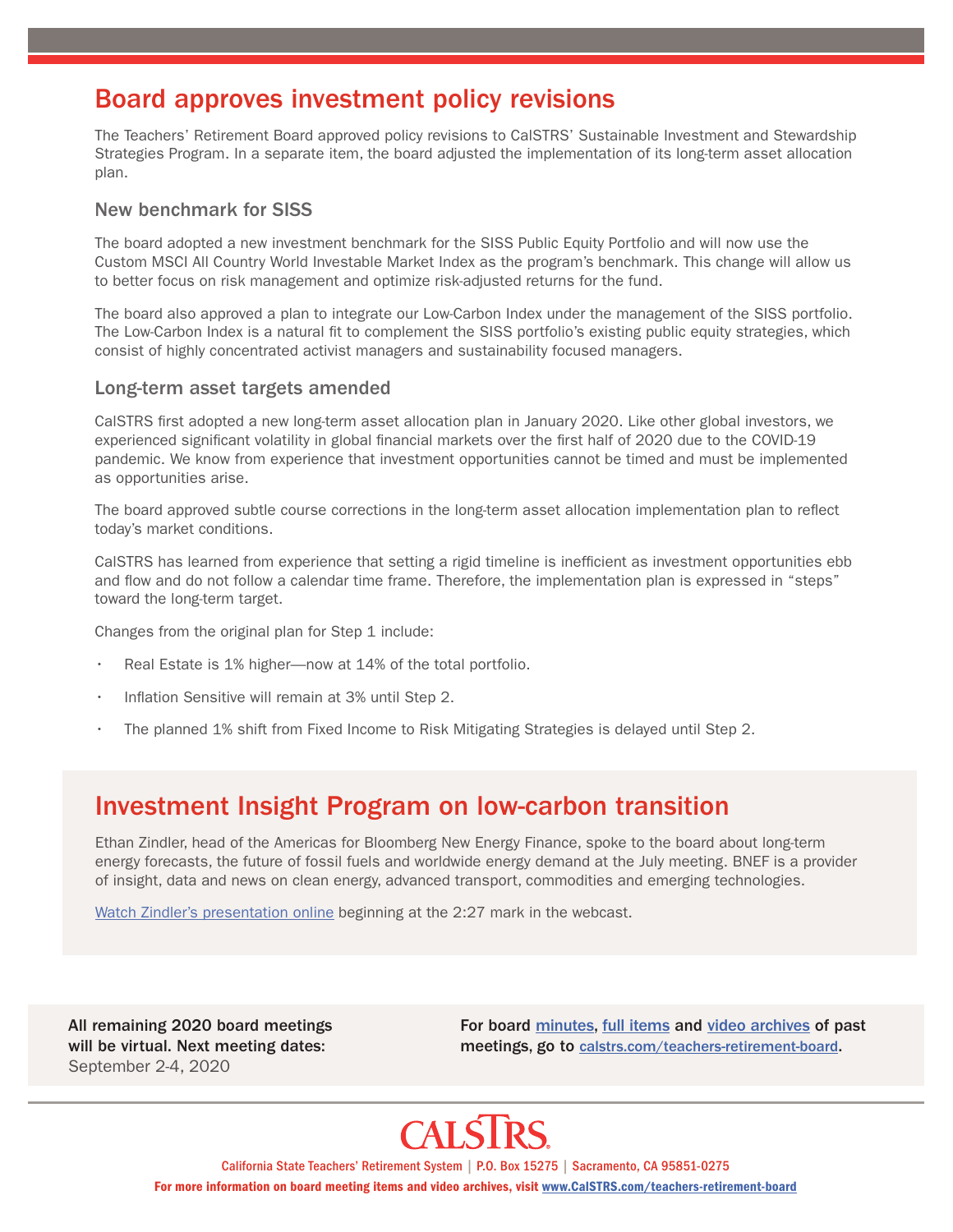## Board approves investment policy revisions

The Teachers' Retirement Board approved policy revisions to CalSTRS' Sustainable Investment and Stewardship Strategies Program. In a separate item, the board adjusted the implementation of its long-term asset allocation plan.

### New benchmark for SISS

The board adopted a new investment benchmark for the SISS Public Equity Portfolio and will now use the Custom MSCI All Country World Investable Market Index as the program's benchmark. This change will allow us to better focus on risk management and optimize risk-adjusted returns for the fund.

The board also approved a plan to integrate our Low-Carbon Index under the management of the SISS portfolio. The Low-Carbon Index is a natural fit to complement the SISS portfolio's existing public equity strategies, which consist of highly concentrated activist managers and sustainability focused managers.

### Long-term asset targets amended

CalSTRS first adopted a new long-term asset allocation plan in January 2020. Like other global investors, we experienced significant volatility in global financial markets over the first half of 2020 due to the COVID-19 pandemic. We know from experience that investment opportunities cannot be timed and must be implemented as opportunities arise.

The board approved subtle course corrections in the long-term asset allocation implementation plan to reflect today's market conditions.

CalSTRS has learned from experience that setting a rigid timeline is inefficient as investment opportunities ebb and flow and do not follow a calendar time frame. Therefore, the implementation plan is expressed in "steps" toward the long-term target.

Changes from the original plan for Step 1 include:

- Real Estate is 1% higher—now at 14% of the total portfolio.
- Inflation Sensitive will remain at 3% until Step 2.
- The planned 1% shift from Fixed Income to Risk Mitigating Strategies is delayed until Step 2.

## Investment Insight Program on low-carbon transition

Ethan Zindler, head of the Americas for Bloomberg New Energy Finance, spoke to the board about long-term energy forecasts, the future of fossil fuels and worldwide energy demand at the July meeting. BNEF is a provider of insight, data and news on clean energy, advanced transport, commodities and emerging technologies.

Watch Zindler's presentation online beginning at the 2:27 mark in the webcast.

**All remaining 2020 board meetings will be virtual. Next meeting dates:**
September 2-4, 2020

**For board minutes, full items and video archives of past meetings, go to calstrs.com/teachers-retirement-board.**

CALSTRS

California State Teachers' Retirement System | P.O. Box 15275 | Sacramento, CA 95851-0275

**For more information on board meeting items and video archives, visit www.CalSTRS.com/teachers-retirement-board**